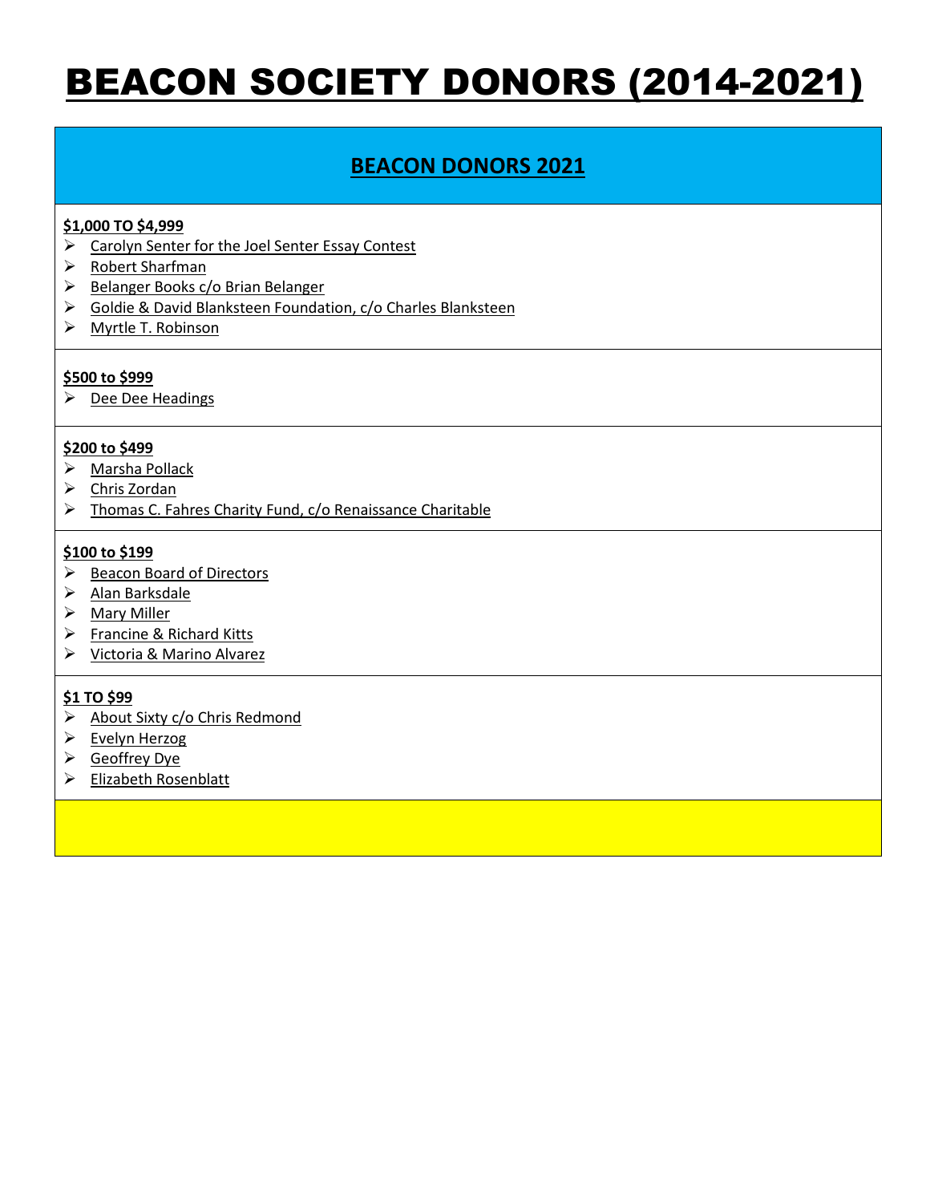# BEACON SOCIETY DONORS (2014-2021)

## BEACON DONORS 2021

**$1,000 TO $4,999**

- Carolyn Senter for the Joel Senter Essay Contest
- Robert Sharfman
- Belanger Books c/o Brian Belanger
- Goldie & David Blanksteen Foundation, c/o Charles Blanksteen
- Myrtle T. Robinson

**$500 to $999**

- Dee Dee Headings

**$200 to $499**

- Marsha Pollack
- Chris Zordan
- Thomas C. Fahres Charity Fund, c/o Renaissance Charitable

**$100 to $199**

- Beacon Board of Directors
- Alan Barksdale
- Mary Miller
- Francine & Richard Kitts
- Victoria & Marino Alvarez

**$1 TO $99**

- About Sixty c/o Chris Redmond
- Evelyn Herzog
- Geoffrey Dye
- Elizabeth Rosenblatt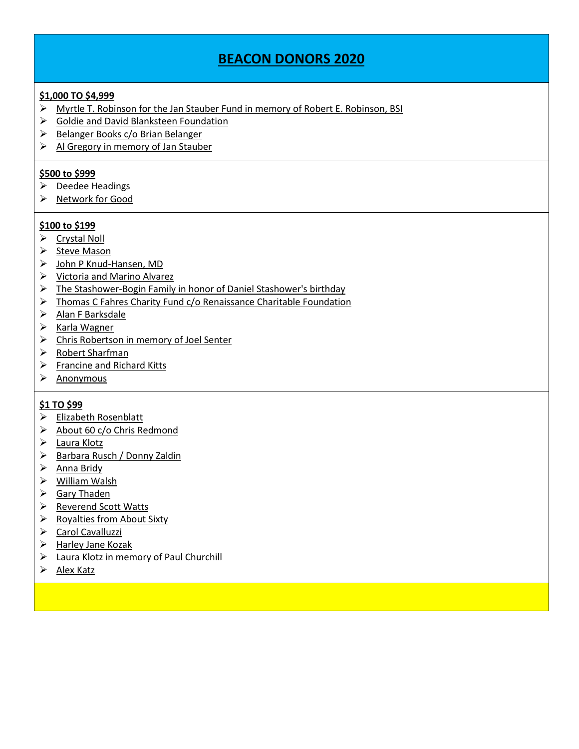# BEACON DONORS 2020

### $1,000 TO $4,999

- Myrtle T. Robinson for the Jan Stauber Fund in memory of Robert E. Robinson, BSI
- Goldie and David Blanksteen Foundation
- Belanger Books c/o Brian Belanger
- Al Gregory in memory of Jan Stauber

### $500 to $999

- Deedee Headings
- Network for Good

### $100 to $199

- Crystal Noll
- Steve Mason
- John P Knud-Hansen, MD
- Victoria and Marino Alvarez
- The Stashower-Bogin Family in honor of Daniel Stashower's birthday
- Thomas C Fahres Charity Fund c/o Renaissance Charitable Foundation
- Alan F Barksdale
- Karla Wagner
- Chris Robertson in memory of Joel Senter
- Robert Sharfman
- Francine and Richard Kitts
- Anonymous

### $1 TO $99

- Elizabeth Rosenblatt
- About 60 c/o Chris Redmond
- Laura Klotz
- Barbara Rusch / Donny Zaldin
- Anna Bridy
- William Walsh
- Gary Thaden
- Reverend Scott Watts
- Royalties from About Sixty
- Carol Cavalluzzi
- Harley Jane Kozak
- Laura Klotz in memory of Paul Churchill
- Alex Katz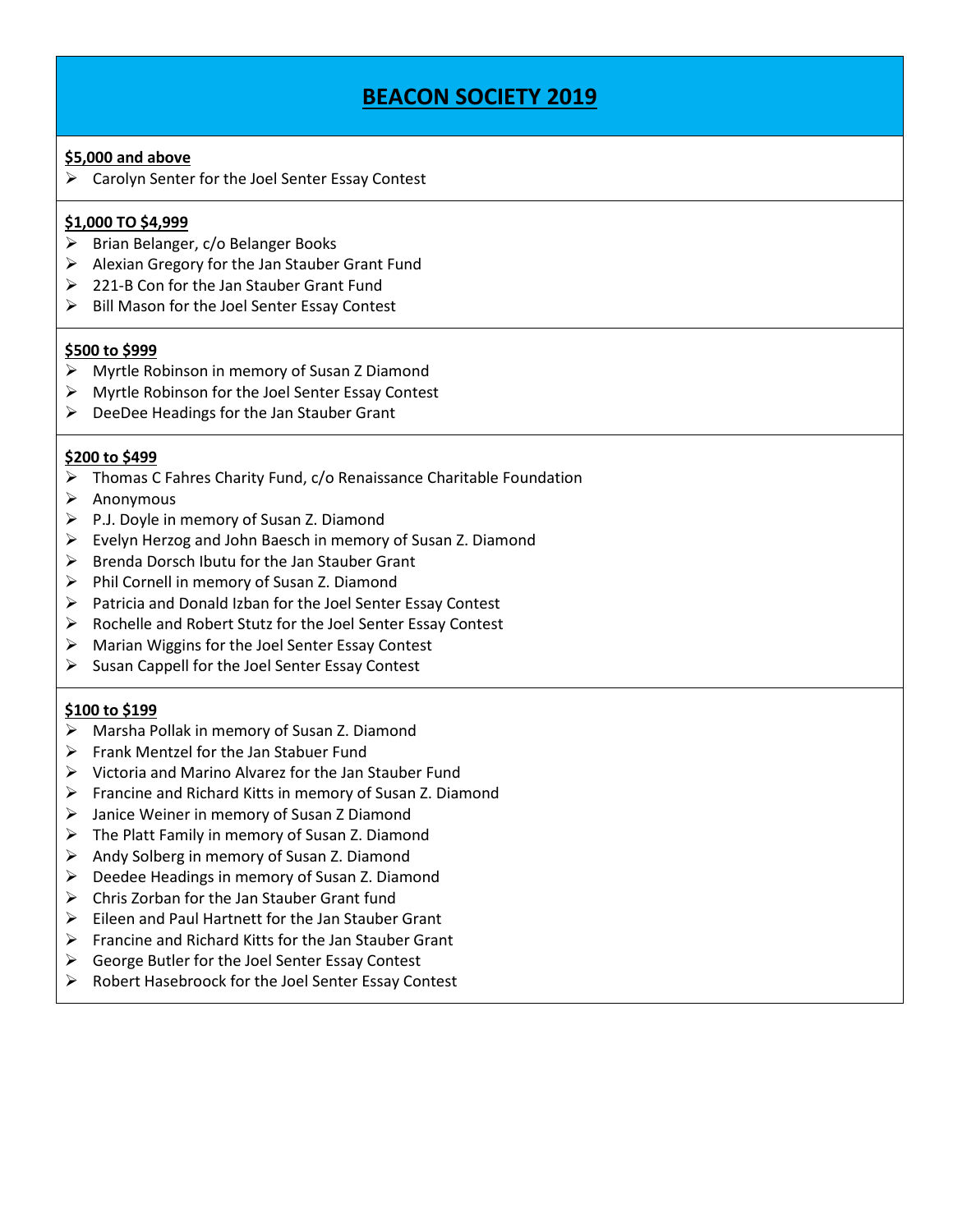# BEACON SOCIETY 2019

### $5,000 and above

- Carolyn Senter for the Joel Senter Essay Contest

### $1,000 TO $4,999

- Brian Belanger, c/o Belanger Books
- Alexian Gregory for the Jan Stauber Grant Fund
- 221-B Con for the Jan Stauber Grant Fund
- Bill Mason for the Joel Senter Essay Contest

### $500 to $999

- Myrtle Robinson in memory of Susan Z Diamond
- Myrtle Robinson for the Joel Senter Essay Contest
- DeeDee Headings for the Jan Stauber Grant

### $200 to $499

- Thomas C Fahres Charity Fund, c/o Renaissance Charitable Foundation
- Anonymous
- P.J. Doyle in memory of Susan Z. Diamond
- Evelyn Herzog and John Baesch in memory of Susan Z. Diamond
- Brenda Dorsch Ibutu for the Jan Stauber Grant
- Phil Cornell in memory of Susan Z. Diamond
- Patricia and Donald Izban for the Joel Senter Essay Contest
- Rochelle and Robert Stutz for the Joel Senter Essay Contest
- Marian Wiggins for the Joel Senter Essay Contest
- Susan Cappell for the Joel Senter Essay Contest

### $100 to $199

- Marsha Pollak in memory of Susan Z. Diamond
- Frank Mentzel for the Jan Stabuer Fund
- Victoria and Marino Alvarez for the Jan Stauber Fund
- Francine and Richard Kitts in memory of Susan Z. Diamond
- Janice Weiner in memory of Susan Z Diamond
- The Platt Family in memory of Susan Z. Diamond
- Andy Solberg in memory of Susan Z. Diamond
- Deedee Headings in memory of Susan Z. Diamond
- Chris Zorban for the Jan Stauber Grant fund
- Eileen and Paul Hartnett for the Jan Stauber Grant
- Francine and Richard Kitts for the Jan Stauber Grant
- George Butler for the Joel Senter Essay Contest
- Robert Hasebroock for the Joel Senter Essay Contest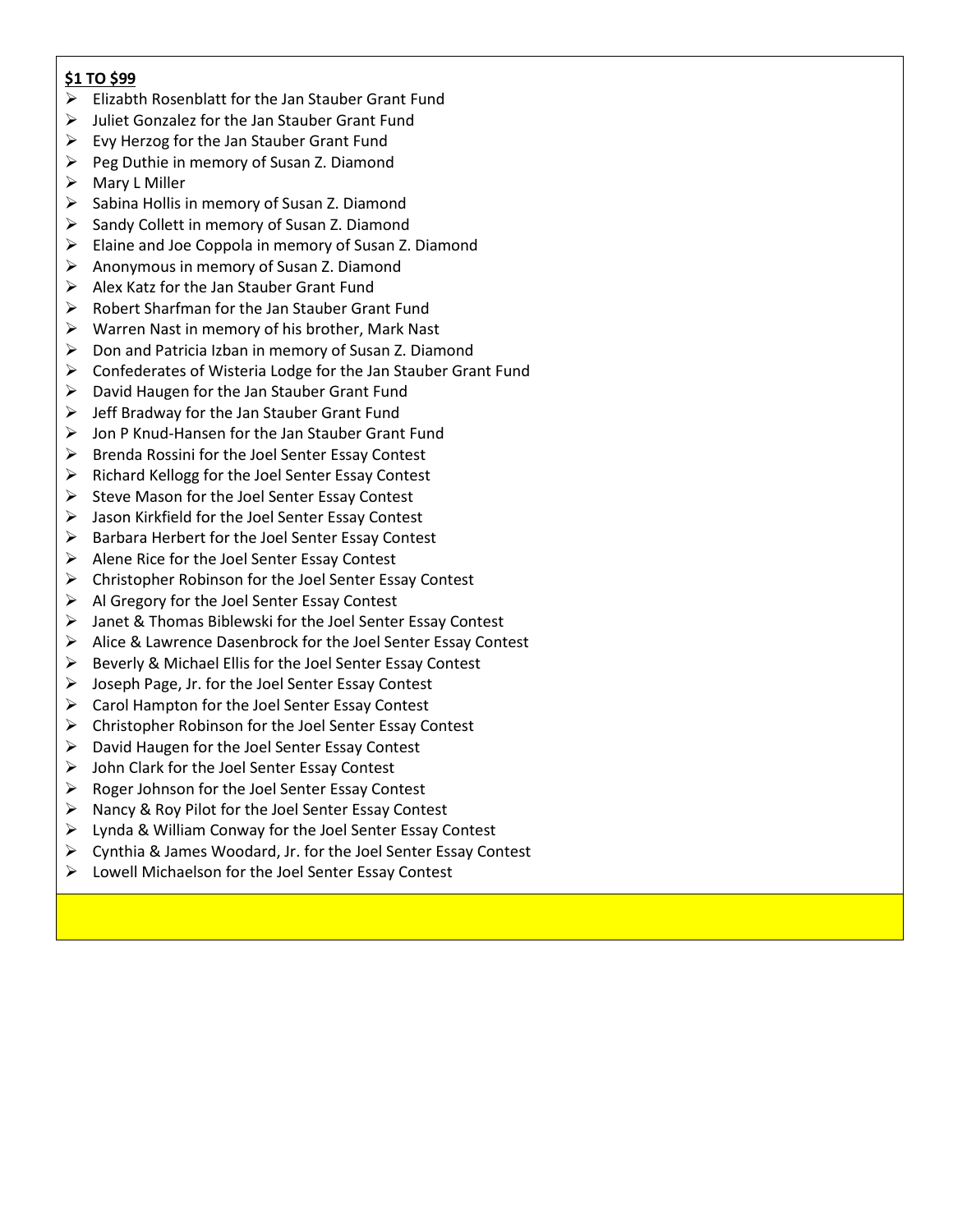**$1 TO $99**

- Elizabth Rosenblatt for the Jan Stauber Grant Fund
- Juliet Gonzalez for the Jan Stauber Grant Fund
- Evy Herzog for the Jan Stauber Grant Fund
- Peg Duthie in memory of Susan Z. Diamond
- Mary L Miller
- Sabina Hollis in memory of Susan Z. Diamond
- Sandy Collett in memory of Susan Z. Diamond
- Elaine and Joe Coppola in memory of Susan Z. Diamond
- Anonymous in memory of Susan Z. Diamond
- Alex Katz for the Jan Stauber Grant Fund
- Robert Sharfman for the Jan Stauber Grant Fund
- Warren Nast in memory of his brother, Mark Nast
- Don and Patricia Izban in memory of Susan Z. Diamond
- Confederates of Wisteria Lodge for the Jan Stauber Grant Fund
- David Haugen for the Jan Stauber Grant Fund
- Jeff Bradway for the Jan Stauber Grant Fund
- Jon P Knud-Hansen for the Jan Stauber Grant Fund
- Brenda Rossini for the Joel Senter Essay Contest
- Richard Kellogg for the Joel Senter Essay Contest
- Steve Mason for the Joel Senter Essay Contest
- Jason Kirkfield for the Joel Senter Essay Contest
- Barbara Herbert for the Joel Senter Essay Contest
- Alene Rice for the Joel Senter Essay Contest
- Christopher Robinson for the Joel Senter Essay Contest
- Al Gregory for the Joel Senter Essay Contest
- Janet & Thomas Biblewski for the Joel Senter Essay Contest
- Alice & Lawrence Dasenbrock for the Joel Senter Essay Contest
- Beverly & Michael Ellis for the Joel Senter Essay Contest
- Joseph Page, Jr. for the Joel Senter Essay Contest
- Carol Hampton for the Joel Senter Essay Contest
- Christopher Robinson for the Joel Senter Essay Contest
- David Haugen for the Joel Senter Essay Contest
- John Clark for the Joel Senter Essay Contest
- Roger Johnson for the Joel Senter Essay Contest
- Nancy & Roy Pilot for the Joel Senter Essay Contest
- Lynda & William Conway for the Joel Senter Essay Contest
- Cynthia & James Woodard, Jr. for the Joel Senter Essay Contest
- Lowell Michaelson for the Joel Senter Essay Contest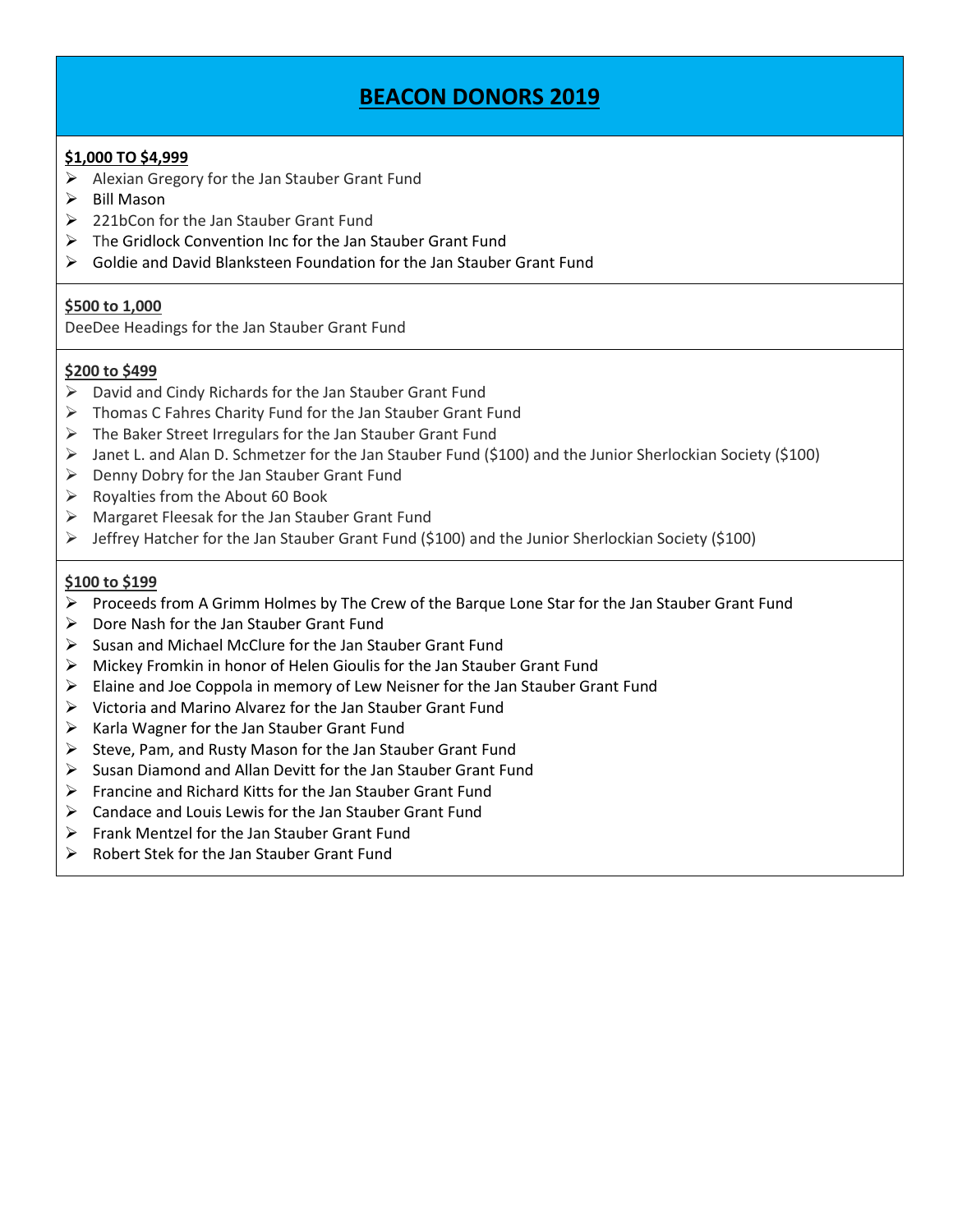# BEACON DONORS 2019

**$1,000 TO $4,999**

- Alexian Gregory for the Jan Stauber Grant Fund
- Bill Mason
- 221bCon for the Jan Stauber Grant Fund
- The Gridlock Convention Inc for the Jan Stauber Grant Fund
- Goldie and David Blanksteen Foundation for the Jan Stauber Grant Fund

**$500 to 1,000**

DeeDee Headings for the Jan Stauber Grant Fund

**$200 to $499**

- David and Cindy Richards for the Jan Stauber Grant Fund
- Thomas C Fahres Charity Fund for the Jan Stauber Grant Fund
- The Baker Street Irregulars for the Jan Stauber Grant Fund
- Janet L. and Alan D. Schmetzer for the Jan Stauber Fund ($100) and the Junior Sherlockian Society ($100)
- Denny Dobry for the Jan Stauber Grant Fund
- Royalties from the About 60 Book
- Margaret Fleesak for the Jan Stauber Grant Fund
- Jeffrey Hatcher for the Jan Stauber Grant Fund ($100) and the Junior Sherlockian Society ($100)

**$100 to $199**

- Proceeds from A Grimm Holmes by The Crew of the Barque Lone Star for the Jan Stauber Grant Fund
- Dore Nash for the Jan Stauber Grant Fund
- Susan and Michael McClure for the Jan Stauber Grant Fund
- Mickey Fromkin in honor of Helen Gioulis for the Jan Stauber Grant Fund
- Elaine and Joe Coppola in memory of Lew Neisner for the Jan Stauber Grant Fund
- Victoria and Marino Alvarez for the Jan Stauber Grant Fund
- Karla Wagner for the Jan Stauber Grant Fund
- Steve, Pam, and Rusty Mason for the Jan Stauber Grant Fund
- Susan Diamond and Allan Devitt for the Jan Stauber Grant Fund
- Francine and Richard Kitts for the Jan Stauber Grant Fund
- Candace and Louis Lewis for the Jan Stauber Grant Fund
- Frank Mentzel for the Jan Stauber Grant Fund
- Robert Stek for the Jan Stauber Grant Fund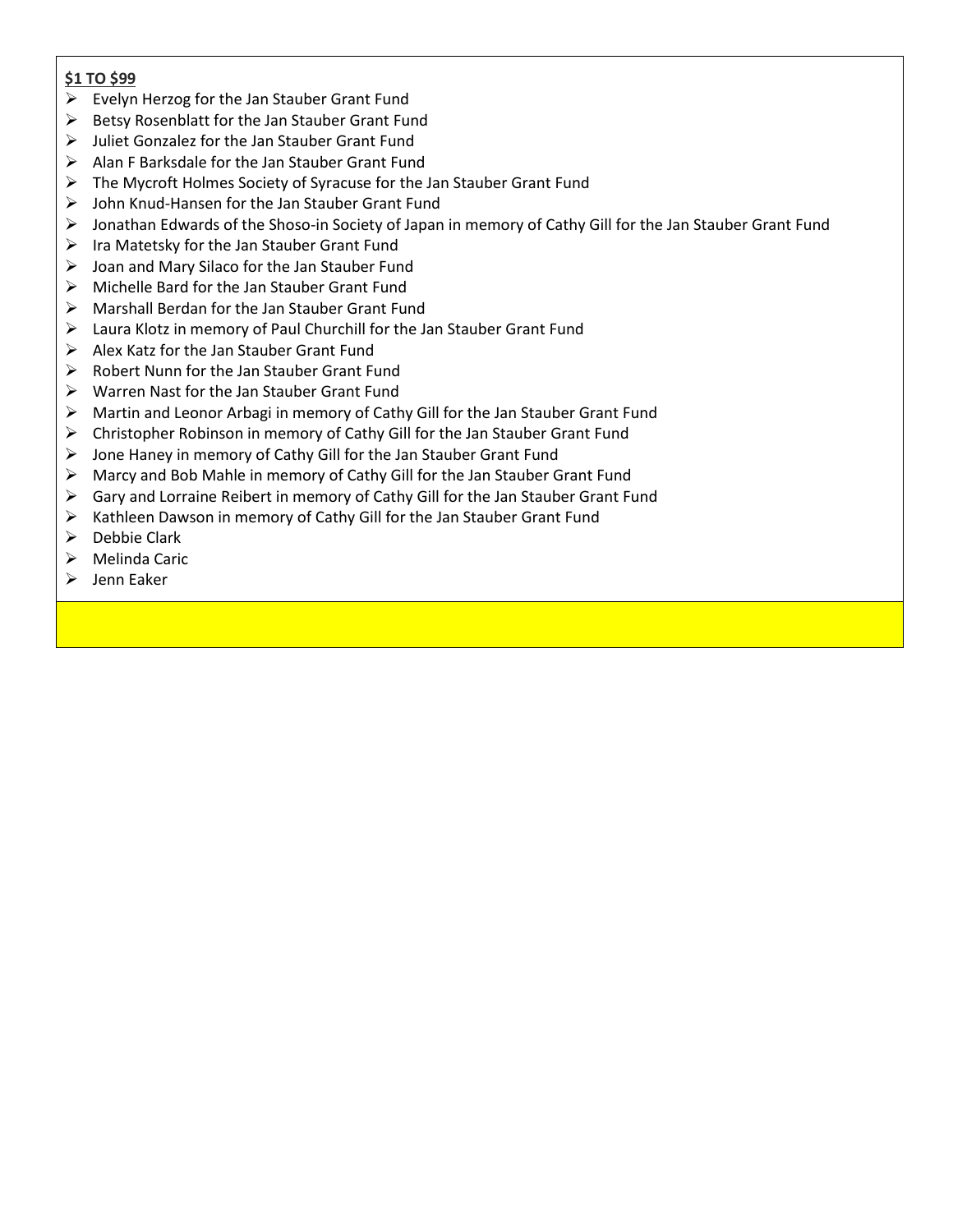**$1 TO $99**

- Evelyn Herzog for the Jan Stauber Grant Fund
- Betsy Rosenblatt for the Jan Stauber Grant Fund
- Juliet Gonzalez for the Jan Stauber Grant Fund
- Alan F Barksdale for the Jan Stauber Grant Fund
- The Mycroft Holmes Society of Syracuse for the Jan Stauber Grant Fund
- John Knud-Hansen for the Jan Stauber Grant Fund
- Jonathan Edwards of the Shoso-in Society of Japan in memory of Cathy Gill for the Jan Stauber Grant Fund
- Ira Matetsky for the Jan Stauber Grant Fund
- Joan and Mary Silaco for the Jan Stauber Fund
- Michelle Bard for the Jan Stauber Grant Fund
- Marshall Berdan for the Jan Stauber Grant Fund
- Laura Klotz in memory of Paul Churchill for the Jan Stauber Grant Fund
- Alex Katz for the Jan Stauber Grant Fund
- Robert Nunn for the Jan Stauber Grant Fund
- Warren Nast for the Jan Stauber Grant Fund
- Martin and Leonor Arbagi in memory of Cathy Gill for the Jan Stauber Grant Fund
- Christopher Robinson in memory of Cathy Gill for the Jan Stauber Grant Fund
- Jone Haney in memory of Cathy Gill for the Jan Stauber Grant Fund
- Marcy and Bob Mahle in memory of Cathy Gill for the Jan Stauber Grant Fund
- Gary and Lorraine Reibert in memory of Cathy Gill for the Jan Stauber Grant Fund
- Kathleen Dawson in memory of Cathy Gill for the Jan Stauber Grant Fund
- Debbie Clark
- Melinda Caric
- Jenn Eaker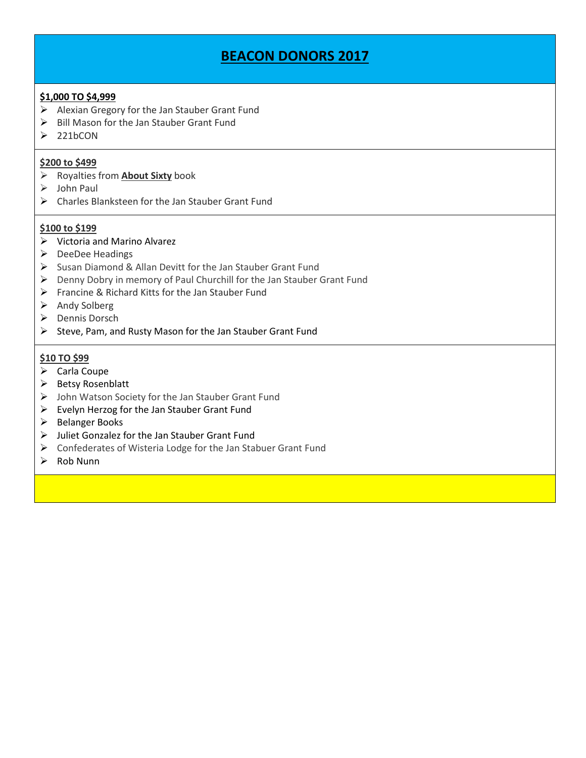# BEACON DONORS 2017

**$1,000 TO $4,999**

- Alexian Gregory for the Jan Stauber Grant Fund
- Bill Mason for the Jan Stauber Grant Fund
- 221bCON

**$200 to $499**

- Royalties from **About Sixty** book
- John Paul
- Charles Blanksteen for the Jan Stauber Grant Fund

**$100 to $199**

- Victoria and Marino Alvarez
- DeeDee Headings
- Susan Diamond & Allan Devitt for the Jan Stauber Grant Fund
- Denny Dobry in memory of Paul Churchill for the Jan Stauber Grant Fund
- Francine & Richard Kitts for the Jan Stauber Fund
- Andy Solberg
- Dennis Dorsch
- Steve, Pam, and Rusty Mason for the Jan Stauber Grant Fund

**$10 TO $99**

- Carla Coupe
- Betsy Rosenblatt
- John Watson Society for the Jan Stauber Grant Fund
- Evelyn Herzog for the Jan Stauber Grant Fund
- Belanger Books
- Juliet Gonzalez for the Jan Stauber Grant Fund
- Confederates of Wisteria Lodge for the Jan Stabuer Grant Fund
- Rob Nunn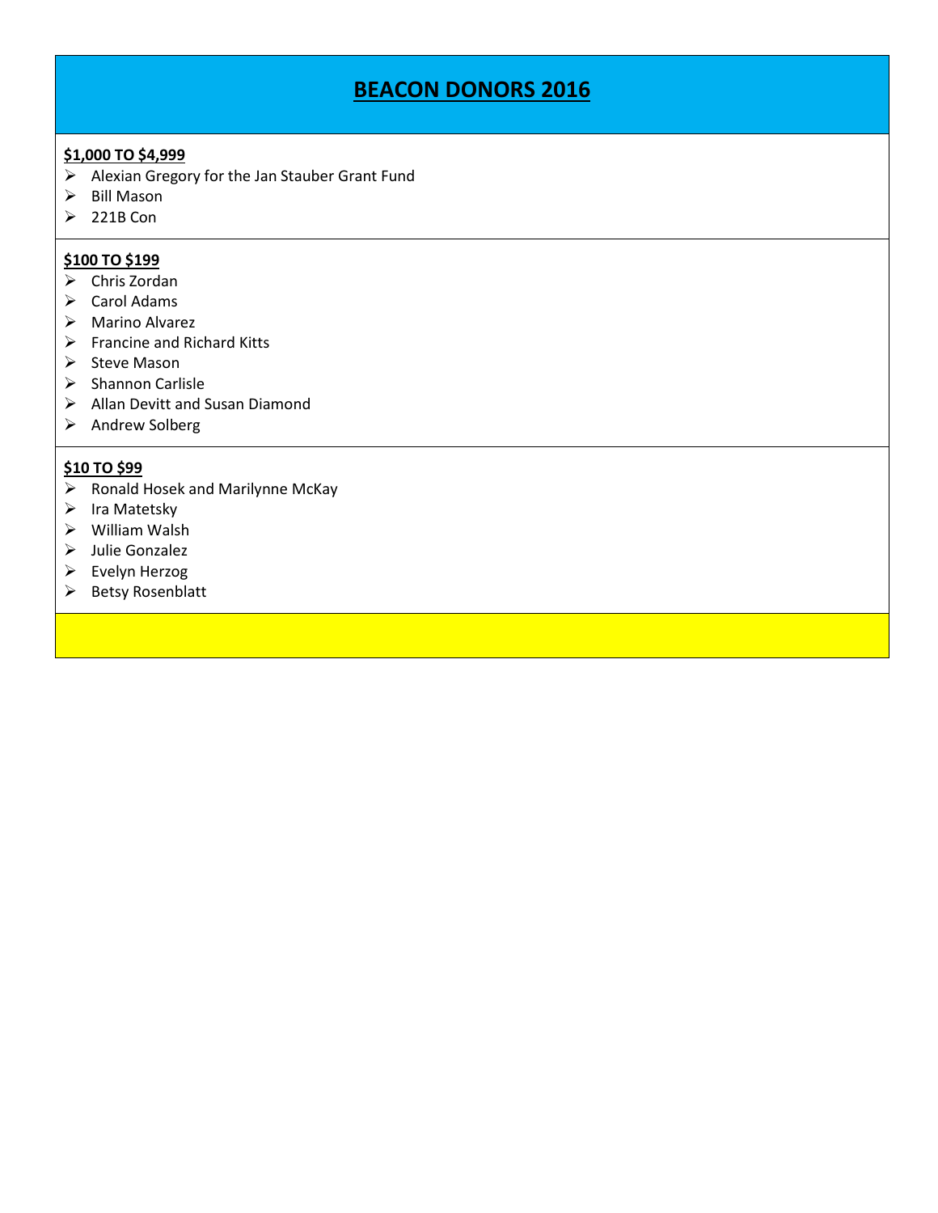# BEACON DONORS 2016

**$1,000 TO $4,999**

- Alexian Gregory for the Jan Stauber Grant Fund
- Bill Mason
- 221B Con

**$100 TO $199**

- Chris Zordan
- Carol Adams
- Marino Alvarez
- Francine and Richard Kitts
- Steve Mason
- Shannon Carlisle
- Allan Devitt and Susan Diamond
- Andrew Solberg

**$10 TO $99**

- Ronald Hosek and Marilynne McKay
- Ira Matetsky
- William Walsh
- Julie Gonzalez
- Evelyn Herzog
- Betsy Rosenblatt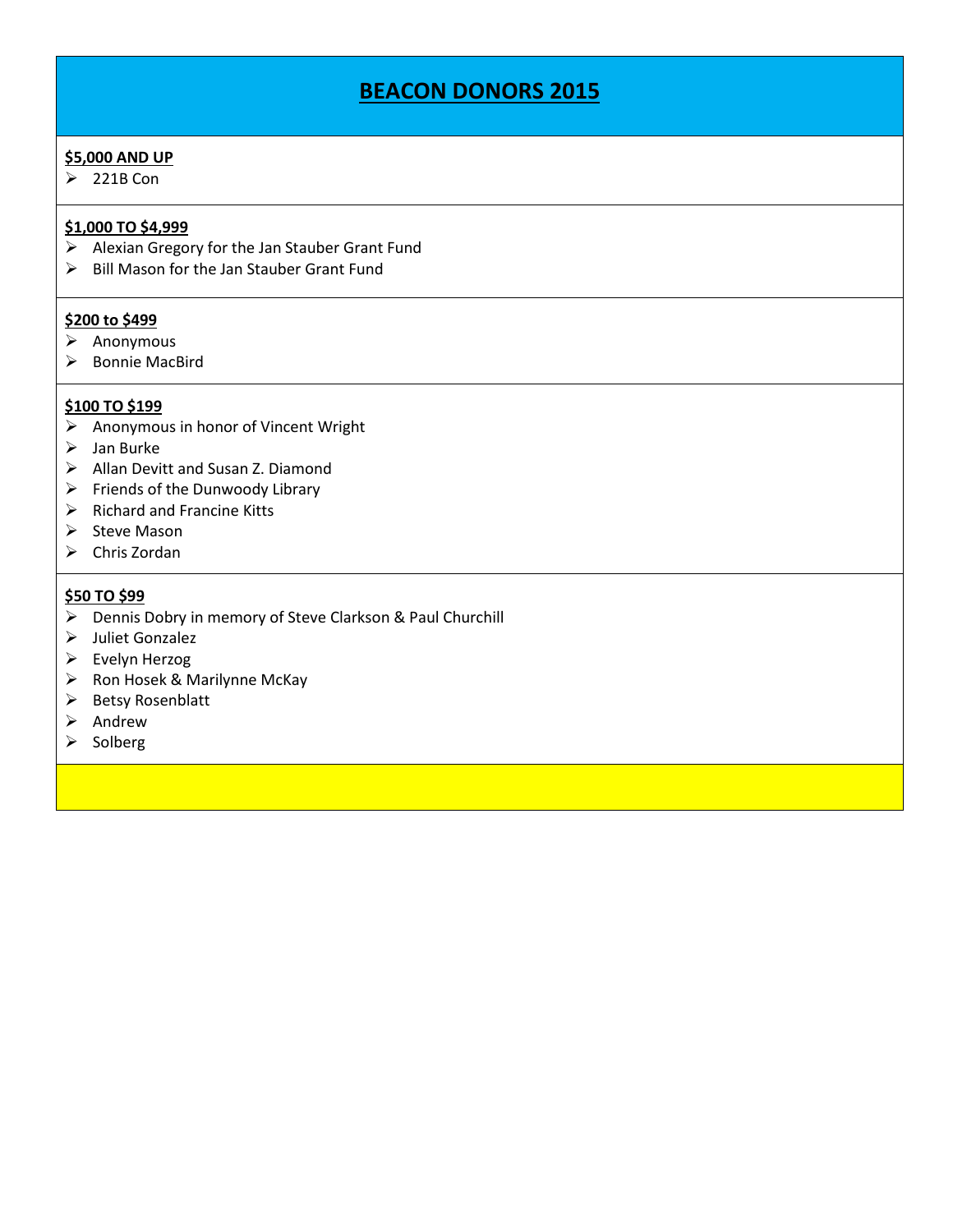# BEACON DONORS 2015

**$5,000 AND UP**

- 221B Con

**$1,000 TO $4,999**

- Alexian Gregory for the Jan Stauber Grant Fund
- Bill Mason for the Jan Stauber Grant Fund

**$200 to $499**

- Anonymous
- Bonnie MacBird

**$100 TO $199**

- Anonymous in honor of Vincent Wright
- Jan Burke
- Allan Devitt and Susan Z. Diamond
- Friends of the Dunwoody Library
- Richard and Francine Kitts
- Steve Mason
- Chris Zordan

**$50 TO $99**

- Dennis Dobry in memory of Steve Clarkson & Paul Churchill
- Juliet Gonzalez
- Evelyn Herzog
- Ron Hosek & Marilynne McKay
- Betsy Rosenblatt
- Andrew
- Solberg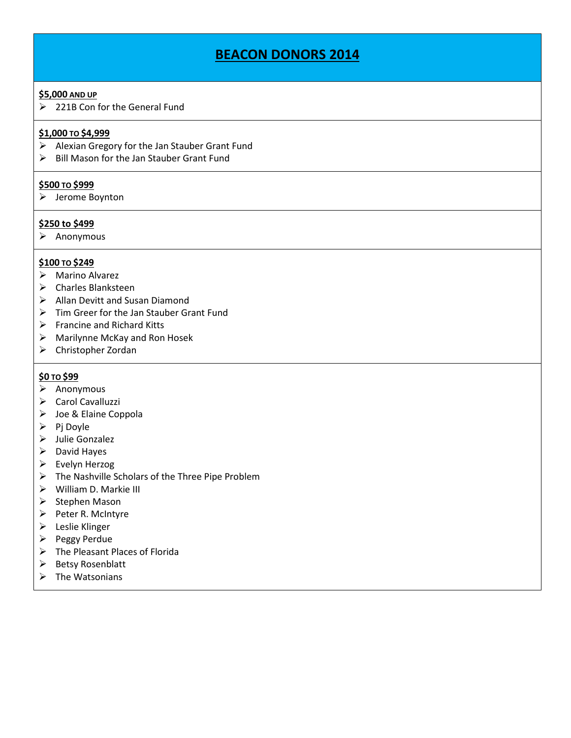# BEACON DONORS 2014

### $5,000 AND UP

- 221B Con for the General Fund

### $1,000 TO $4,999

- Alexian Gregory for the Jan Stauber Grant Fund
- Bill Mason for the Jan Stauber Grant Fund

### $500 TO $999

- Jerome Boynton

### $250 to $499

- Anonymous

### $100 TO $249

- Marino Alvarez
- Charles Blanksteen
- Allan Devitt and Susan Diamond
- Tim Greer for the Jan Stauber Grant Fund
- Francine and Richard Kitts
- Marilynne McKay and Ron Hosek
- Christopher Zordan

### $0 TO $99

- Anonymous
- Carol Cavalluzzi
- Joe & Elaine Coppola
- Pj Doyle
- Julie Gonzalez
- David Hayes
- Evelyn Herzog
- The Nashville Scholars of the Three Pipe Problem
- William D. Markie III
- Stephen Mason
- Peter R. McIntyre
- Leslie Klinger
- Peggy Perdue
- The Pleasant Places of Florida
- Betsy Rosenblatt
- The Watsonians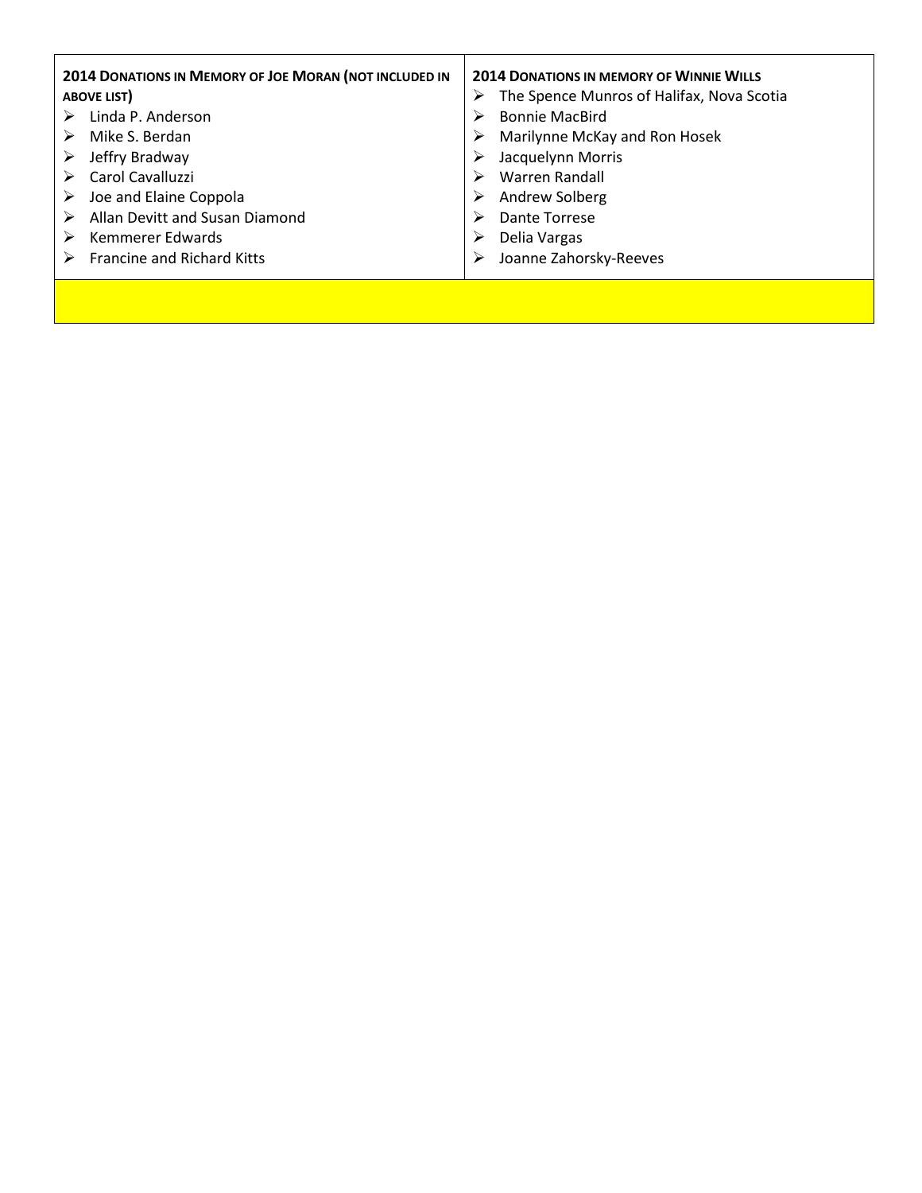**2014 Donations in Memory of Joe Moran (not included in above list)**

- Linda P. Anderson
- Mike S. Berdan
- Jeffry Bradway
- Carol Cavalluzzi
- Joe and Elaine Coppola
- Allan Devitt and Susan Diamond
- Kemmerer Edwards
- Francine and Richard Kitts

**2014 Donations in memory of Winnie Wills**

- The Spence Munros of Halifax, Nova Scotia
- Bonnie MacBird
- Marilynne McKay and Ron Hosek
- Jacquelynn Morris
- Warren Randall
- Andrew Solberg
- Dante Torrese
- Delia Vargas
- Joanne Zahorsky-Reeves